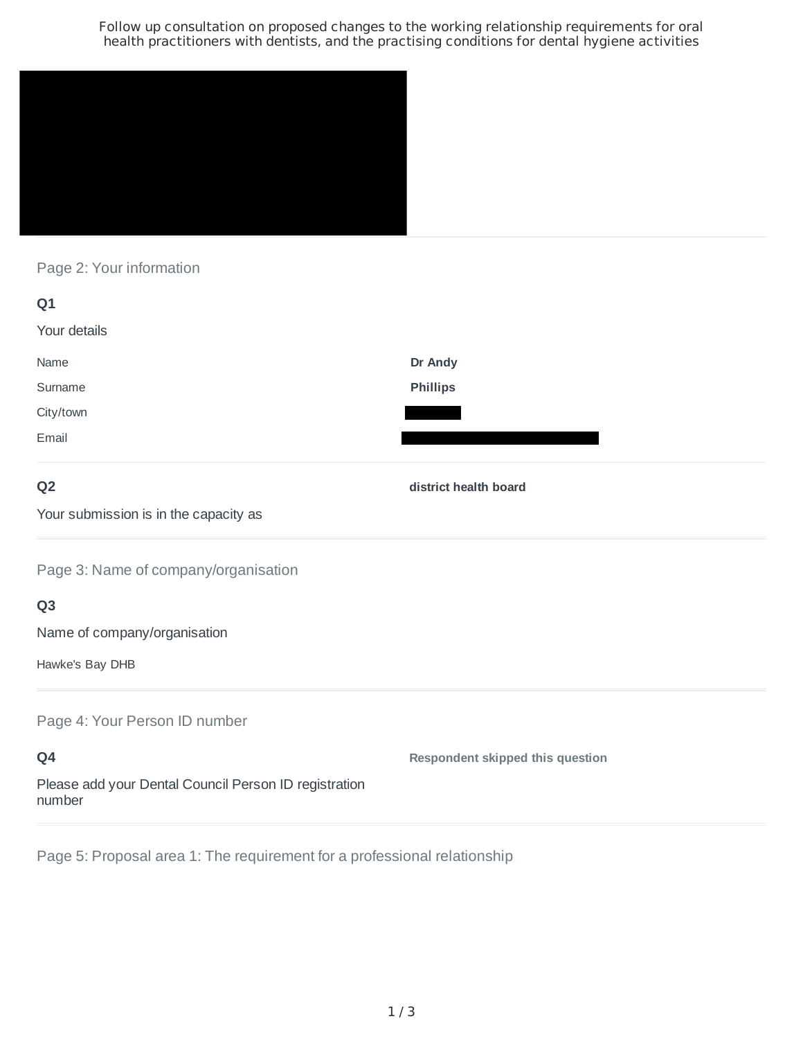Follow up consultation on proposed changes to the working relationship requirements for oral health practitioners with dentists, and the practising conditions for dental hygiene activities

## Page 2: Your information

### Q1

Your details

| | |
|---|---|
| Name | **Dr Andy** |
| Surname | **Phillips** |
| City/town | |
| Email | |

### Q2

Your submission is in the capacity as

**district health board**

## Page 3: Name of company/organisation

### Q3

Name of company/organisation

Hawke's Bay DHB

## Page 4: Your Person ID number

### Q4

Please add your Dental Council Person ID registration number

**Respondent skipped this question**

## Page 5: Proposal area 1: The requirement for a professional relationship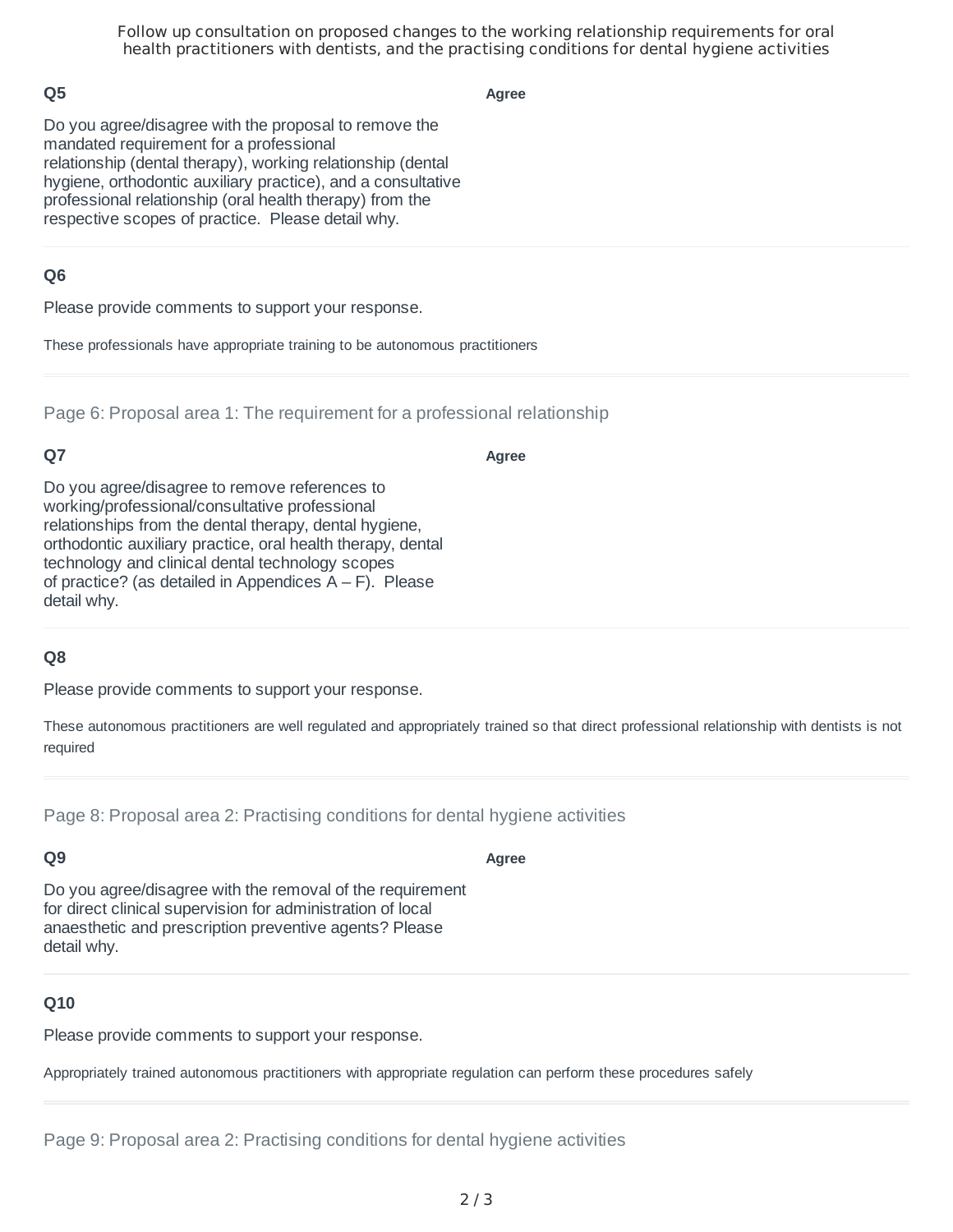### Q5

**Agree**

Do you agree/disagree with the proposal to remove the mandated requirement for a professional relationship (dental therapy), working relationship (dental hygiene, orthodontic auxiliary practice), and a consultative professional relationship (oral health therapy) from the respective scopes of practice. Please detail why.

### Q6

Please provide comments to support your response.

These professionals have appropriate training to be autonomous practitioners

## Page 6: Proposal area 1: The requirement for a professional relationship

### Q7

**Agree**

Do you agree/disagree to remove references to working/professional/consultative professional relationships from the dental therapy, dental hygiene, orthodontic auxiliary practice, oral health therapy, dental technology and clinical dental technology scopes of practice? (as detailed in Appendices A – F). Please detail why.

### Q8

Please provide comments to support your response.

These autonomous practitioners are well regulated and appropriately trained so that direct professional relationship with dentists is not required

## Page 8: Proposal area 2: Practising conditions for dental hygiene activities

### Q9

**Agree**

Do you agree/disagree with the removal of the requirement for direct clinical supervision for administration of local anaesthetic and prescription preventive agents? Please detail why.

### Q10

Please provide comments to support your response.

Appropriately trained autonomous practitioners with appropriate regulation can perform these procedures safely

## Page 9: Proposal area 2: Practising conditions for dental hygiene activities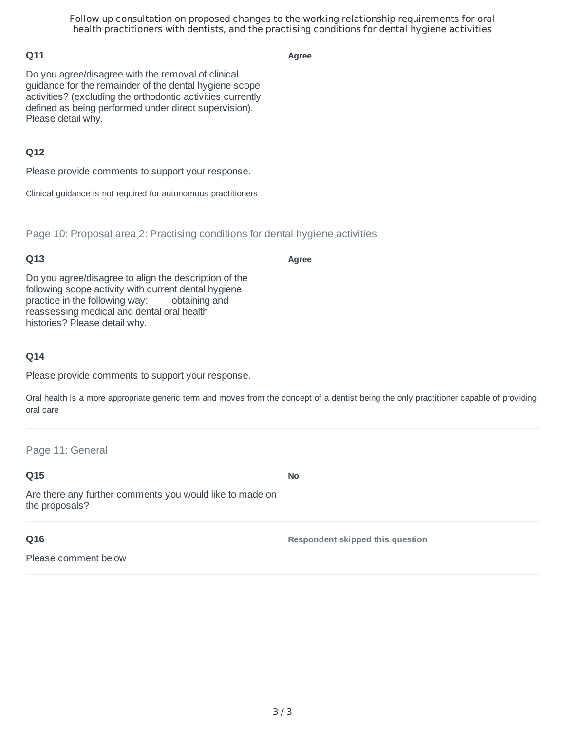**Q11**

Do you agree/disagree with the removal of clinical guidance for the remainder of the dental hygiene scope activities? (excluding the orthodontic activities currently defined as being performed under direct supervision). Please detail why.

**Agree**

---

**Q12**

Please provide comments to support your response.

Clinical guidance is not required for autonomous practitioners

---

## Page 10: Proposal area 2: Practising conditions for dental hygiene activities

**Q13**

Do you agree/disagree to align the description of the following scope activity with current dental hygiene practice in the following way: obtaining and reassessing medical and dental oral health histories? Please detail why.

**Agree**

---

**Q14**

Please provide comments to support your response.

Oral health is a more appropriate generic term and moves from the concept of a dentist being the only practitioner capable of providing oral care

---

## Page 11: General

**Q15**

Are there any further comments you would like to made on the proposals?

**No**

---

**Q16**

Please comment below

**Respondent skipped this question**